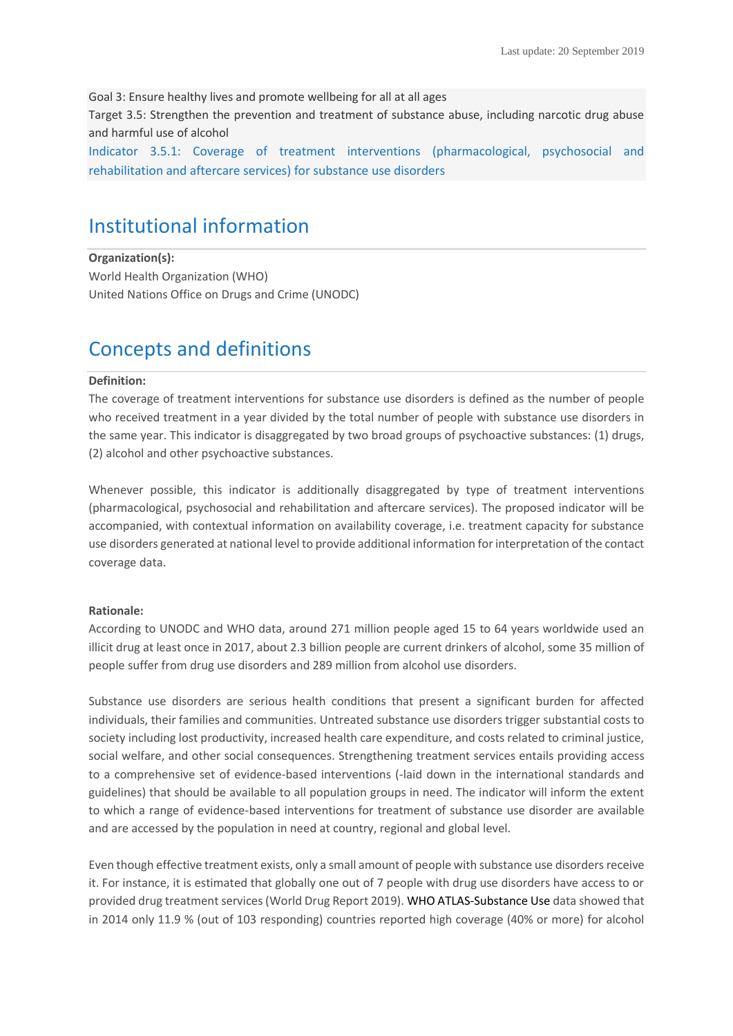Last update: 20 September 2019

Goal 3: Ensure healthy lives and promote wellbeing for all at all ages
Target 3.5: Strengthen the prevention and treatment of substance abuse, including narcotic drug abuse and harmful use of alcohol
Indicator 3.5.1: Coverage of treatment interventions (pharmacological, psychosocial and rehabilitation and aftercare services) for substance use disorders

# Institutional information

**Organization(s):**
World Health Organization (WHO)
United Nations Office on Drugs and Crime (UNODC)

# Concepts and definitions

**Definition:**
The coverage of treatment interventions for substance use disorders is defined as the number of people who received treatment in a year divided by the total number of people with substance use disorders in the same year. This indicator is disaggregated by two broad groups of psychoactive substances: (1) drugs, (2) alcohol and other psychoactive substances.

Whenever possible, this indicator is additionally disaggregated by type of treatment interventions (pharmacological, psychosocial and rehabilitation and aftercare services). The proposed indicator will be accompanied, with contextual information on availability coverage, i.e. treatment capacity for substance use disorders generated at national level to provide additional information for interpretation of the contact coverage data.

**Rationale:**
According to UNODC and WHO data, around 271 million people aged 15 to 64 years worldwide used an illicit drug at least once in 2017, about 2.3 billion people are current drinkers of alcohol, some 35 million of people suffer from drug use disorders and 289 million from alcohol use disorders.

Substance use disorders are serious health conditions that present a significant burden for affected individuals, their families and communities. Untreated substance use disorders trigger substantial costs to society including lost productivity, increased health care expenditure, and costs related to criminal justice, social welfare, and other social consequences. Strengthening treatment services entails providing access to a comprehensive set of evidence-based interventions (-laid down in the international standards and guidelines) that should be available to all population groups in need. The indicator will inform the extent to which a range of evidence-based interventions for treatment of substance use disorder are available and are accessed by the population in need at country, regional and global level.

Even though effective treatment exists, only a small amount of people with substance use disorders receive it. For instance, it is estimated that globally one out of 7 people with drug use disorders have access to or provided drug treatment services (World Drug Report 2019). WHO ATLAS-Substance Use data showed that in 2014 only 11.9 % (out of 103 responding) countries reported high coverage (40% or more) for alcohol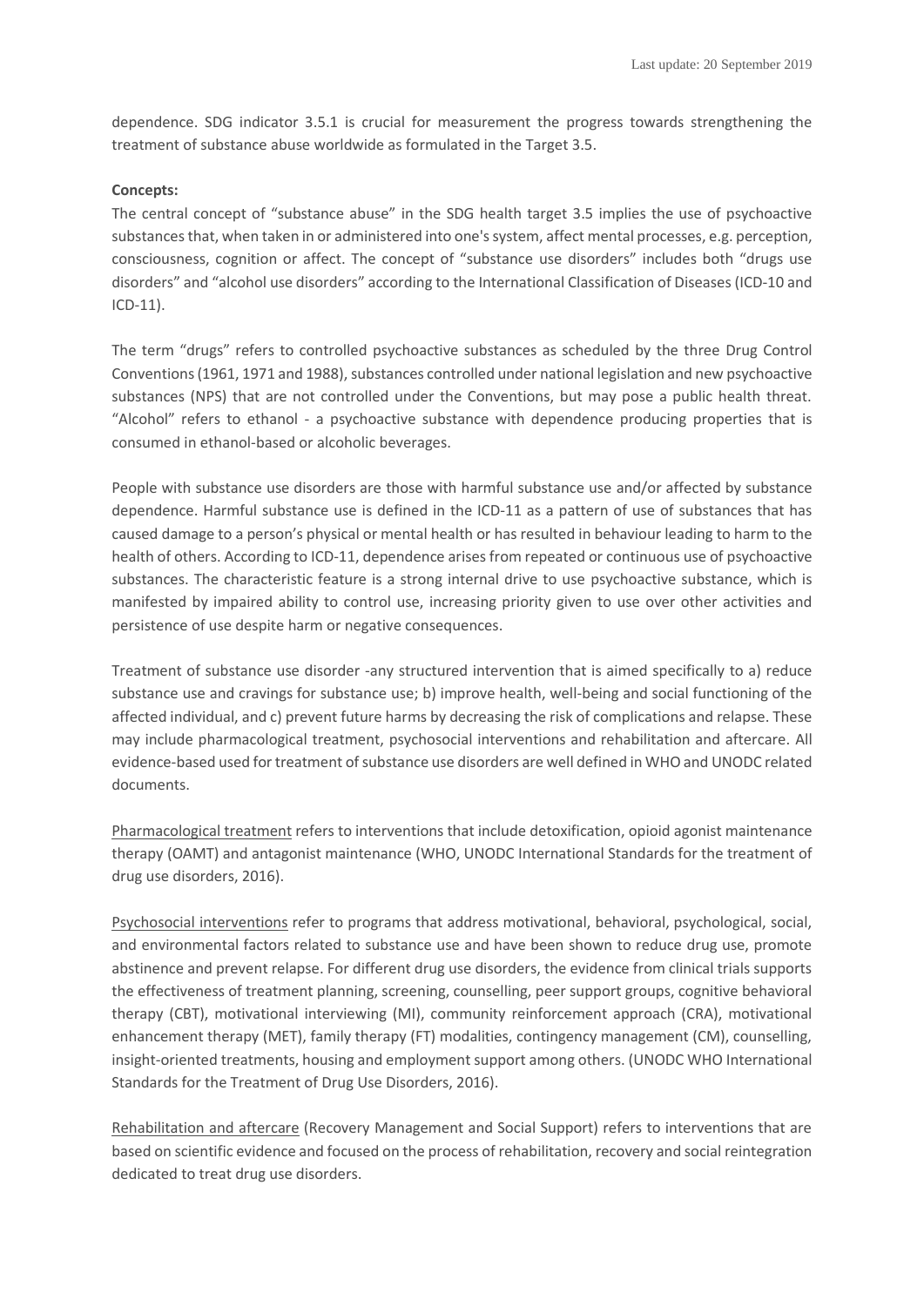dependence. SDG indicator 3.5.1 is crucial for measurement the progress towards strengthening the treatment of substance abuse worldwide as formulated in the Target 3.5.

**Concepts:**

The central concept of "substance abuse" in the SDG health target 3.5 implies the use of psychoactive substances that, when taken in or administered into one's system, affect mental processes, e.g. perception, consciousness, cognition or affect. The concept of "substance use disorders" includes both "drugs use disorders" and "alcohol use disorders" according to the International Classification of Diseases (ICD-10 and ICD-11).

The term "drugs" refers to controlled psychoactive substances as scheduled by the three Drug Control Conventions (1961, 1971 and 1988), substances controlled under national legislation and new psychoactive substances (NPS) that are not controlled under the Conventions, but may pose a public health threat. "Alcohol" refers to ethanol - a psychoactive substance with dependence producing properties that is consumed in ethanol-based or alcoholic beverages.

People with substance use disorders are those with harmful substance use and/or affected by substance dependence. Harmful substance use is defined in the ICD-11 as a pattern of use of substances that has caused damage to a person's physical or mental health or has resulted in behaviour leading to harm to the health of others. According to ICD-11, dependence arises from repeated or continuous use of psychoactive substances. The characteristic feature is a strong internal drive to use psychoactive substance, which is manifested by impaired ability to control use, increasing priority given to use over other activities and persistence of use despite harm or negative consequences.

Treatment of substance use disorder -any structured intervention that is aimed specifically to a) reduce substance use and cravings for substance use; b) improve health, well-being and social functioning of the affected individual, and c) prevent future harms by decreasing the risk of complications and relapse. These may include pharmacological treatment, psychosocial interventions and rehabilitation and aftercare. All evidence-based used for treatment of substance use disorders are well defined in WHO and UNODC related documents.

Pharmacological treatment refers to interventions that include detoxification, opioid agonist maintenance therapy (OAMT) and antagonist maintenance (WHO, UNODC International Standards for the treatment of drug use disorders, 2016).

Psychosocial interventions refer to programs that address motivational, behavioral, psychological, social, and environmental factors related to substance use and have been shown to reduce drug use, promote abstinence and prevent relapse. For different drug use disorders, the evidence from clinical trials supports the effectiveness of treatment planning, screening, counselling, peer support groups, cognitive behavioral therapy (CBT), motivational interviewing (MI), community reinforcement approach (CRA), motivational enhancement therapy (MET), family therapy (FT) modalities, contingency management (CM), counselling, insight-oriented treatments, housing and employment support among others. (UNODC WHO International Standards for the Treatment of Drug Use Disorders, 2016).

Rehabilitation and aftercare (Recovery Management and Social Support) refers to interventions that are based on scientific evidence and focused on the process of rehabilitation, recovery and social reintegration dedicated to treat drug use disorders.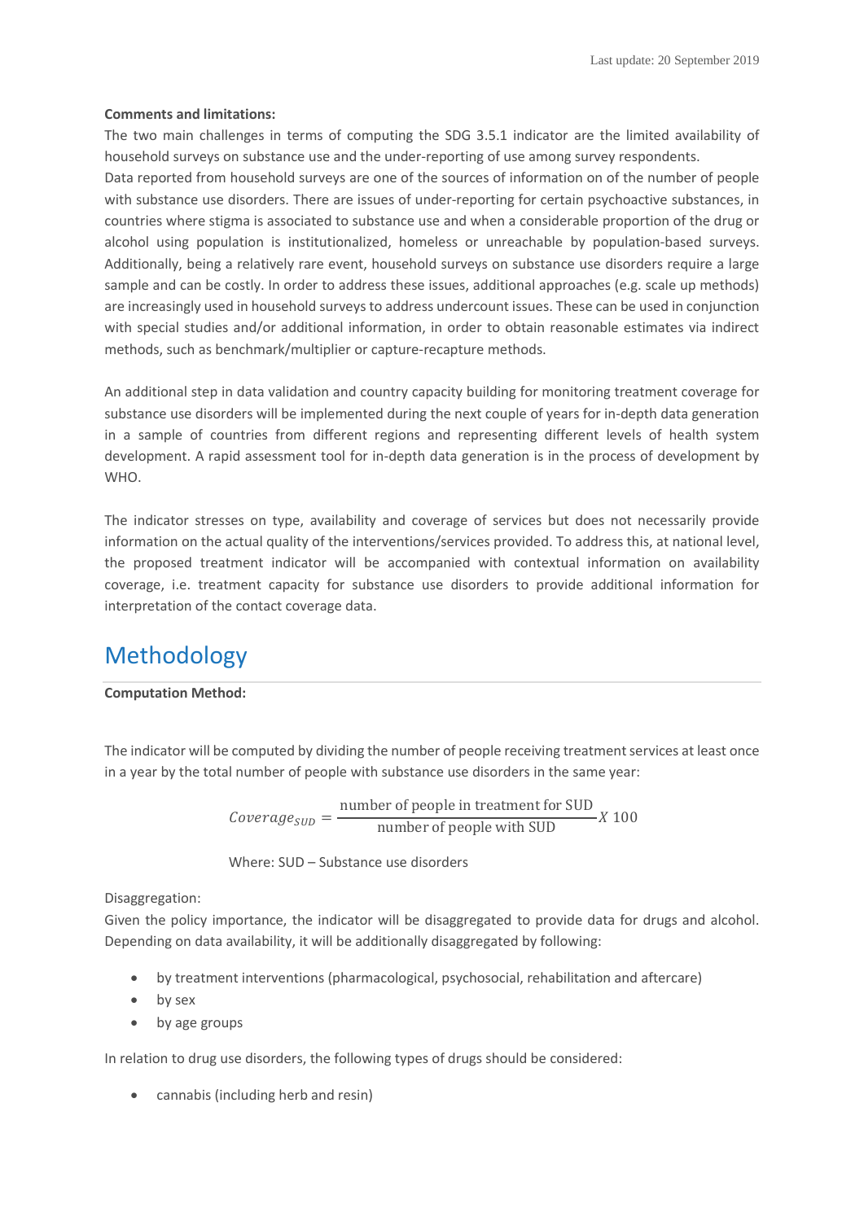**Comments and limitations:**

The two main challenges in terms of computing the SDG 3.5.1 indicator are the limited availability of household surveys on substance use and the under-reporting of use among survey respondents.

Data reported from household surveys are one of the sources of information on of the number of people with substance use disorders. There are issues of under-reporting for certain psychoactive substances, in countries where stigma is associated to substance use and when a considerable proportion of the drug or alcohol using population is institutionalized, homeless or unreachable by population-based surveys. Additionally, being a relatively rare event, household surveys on substance use disorders require a large sample and can be costly. In order to address these issues, additional approaches (e.g. scale up methods) are increasingly used in household surveys to address undercount issues. These can be used in conjunction with special studies and/or additional information, in order to obtain reasonable estimates via indirect methods, such as benchmark/multiplier or capture-recapture methods.

An additional step in data validation and country capacity building for monitoring treatment coverage for substance use disorders will be implemented during the next couple of years for in-depth data generation in a sample of countries from different regions and representing different levels of health system development. A rapid assessment tool for in-depth data generation is in the process of development by WHO.

The indicator stresses on type, availability and coverage of services but does not necessarily provide information on the actual quality of the interventions/services provided. To address this, at national level, the proposed treatment indicator will be accompanied with contextual information on availability coverage, i.e. treatment capacity for substance use disorders to provide additional information for interpretation of the contact coverage data.

# Methodology

**Computation Method:**

The indicator will be computed by dividing the number of people receiving treatment services at least once in a year by the total number of people with substance use disorders in the same year:

$$Coverage_{SUD} = \frac{\text{number of people in treatment for SUD}}{\text{number of people with SUD}} X\ 100$$

Where: SUD – Substance use disorders

Disaggregation:

Given the policy importance, the indicator will be disaggregated to provide data for drugs and alcohol. Depending on data availability, it will be additionally disaggregated by following:

- by treatment interventions (pharmacological, psychosocial, rehabilitation and aftercare)
- by sex
- by age groups

In relation to drug use disorders, the following types of drugs should be considered:

- cannabis (including herb and resin)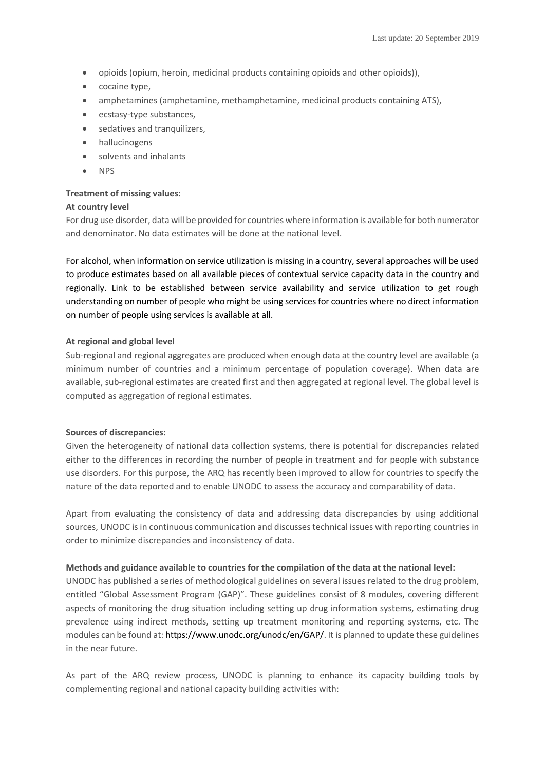- opioids (opium, heroin, medicinal products containing opioids and other opioids)),
- cocaine type,
- amphetamines (amphetamine, methamphetamine, medicinal products containing ATS),
- ecstasy-type substances,
- sedatives and tranquilizers,
- hallucinogens
- solvents and inhalants
- NPS

**Treatment of missing values:**

**At country level**

For drug use disorder, data will be provided for countries where information is available for both numerator and denominator. No data estimates will be done at the national level.

For alcohol, when information on service utilization is missing in a country, several approaches will be used to produce estimates based on all available pieces of contextual service capacity data in the country and regionally. Link to be established between service availability and service utilization to get rough understanding on number of people who might be using services for countries where no direct information on number of people using services is available at all.

**At regional and global level**

Sub-regional and regional aggregates are produced when enough data at the country level are available (a minimum number of countries and a minimum percentage of population coverage). When data are available, sub-regional estimates are created first and then aggregated at regional level. The global level is computed as aggregation of regional estimates.

**Sources of discrepancies:**

Given the heterogeneity of national data collection systems, there is potential for discrepancies related either to the differences in recording the number of people in treatment and for people with substance use disorders. For this purpose, the ARQ has recently been improved to allow for countries to specify the nature of the data reported and to enable UNODC to assess the accuracy and comparability of data.

Apart from evaluating the consistency of data and addressing data discrepancies by using additional sources, UNODC is in continuous communication and discusses technical issues with reporting countries in order to minimize discrepancies and inconsistency of data.

**Methods and guidance available to countries for the compilation of the data at the national level:**

UNODC has published a series of methodological guidelines on several issues related to the drug problem, entitled "Global Assessment Program (GAP)". These guidelines consist of 8 modules, covering different aspects of monitoring the drug situation including setting up drug information systems, estimating drug prevalence using indirect methods, setting up treatment monitoring and reporting systems, etc. The modules can be found at: https://www.unodc.org/unodc/en/GAP/. It is planned to update these guidelines in the near future.

As part of the ARQ review process, UNODC is planning to enhance its capacity building tools by complementing regional and national capacity building activities with: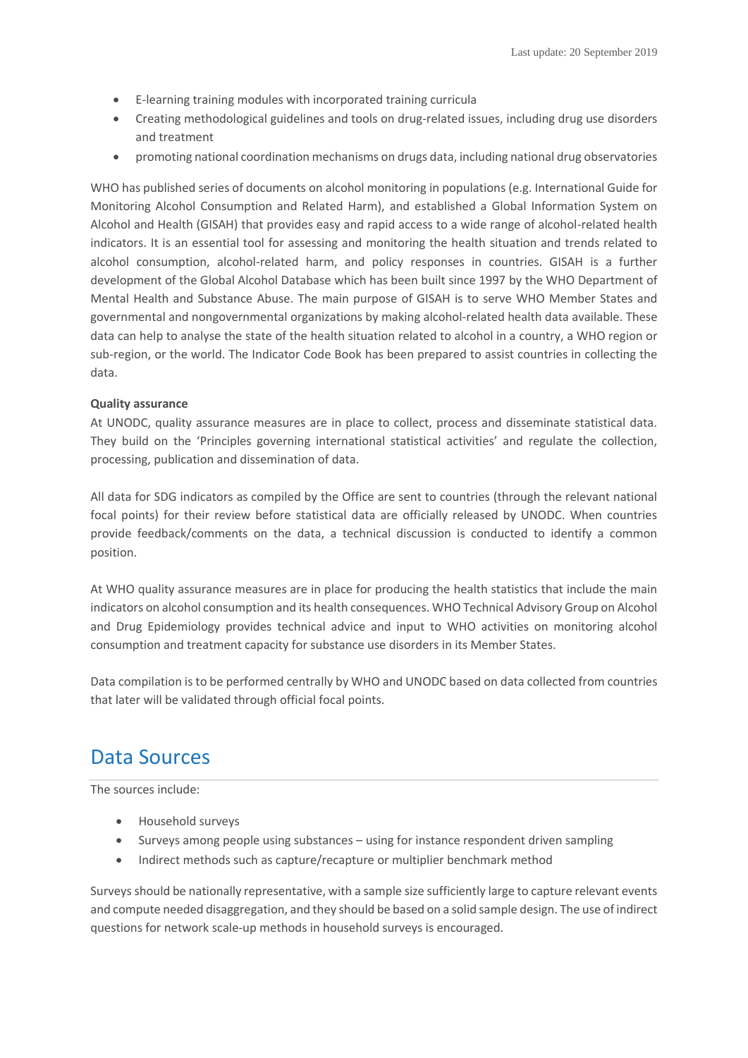- E-learning training modules with incorporated training curricula
- Creating methodological guidelines and tools on drug-related issues, including drug use disorders and treatment
- promoting national coordination mechanisms on drugs data, including national drug observatories

WHO has published series of documents on alcohol monitoring in populations (e.g. International Guide for Monitoring Alcohol Consumption and Related Harm), and established a Global Information System on Alcohol and Health (GISAH) that provides easy and rapid access to a wide range of alcohol-related health indicators. It is an essential tool for assessing and monitoring the health situation and trends related to alcohol consumption, alcohol-related harm, and policy responses in countries. GISAH is a further development of the Global Alcohol Database which has been built since 1997 by the WHO Department of Mental Health and Substance Abuse. The main purpose of GISAH is to serve WHO Member States and governmental and nongovernmental organizations by making alcohol-related health data available. These data can help to analyse the state of the health situation related to alcohol in a country, a WHO region or sub-region, or the world. The Indicator Code Book has been prepared to assist countries in collecting the data.

**Quality assurance**

At UNODC, quality assurance measures are in place to collect, process and disseminate statistical data. They build on the 'Principles governing international statistical activities' and regulate the collection, processing, publication and dissemination of data.

All data for SDG indicators as compiled by the Office are sent to countries (through the relevant national focal points) for their review before statistical data are officially released by UNODC. When countries provide feedback/comments on the data, a technical discussion is conducted to identify a common position.

At WHO quality assurance measures are in place for producing the health statistics that include the main indicators on alcohol consumption and its health consequences. WHO Technical Advisory Group on Alcohol and Drug Epidemiology provides technical advice and input to WHO activities on monitoring alcohol consumption and treatment capacity for substance use disorders in its Member States.

Data compilation is to be performed centrally by WHO and UNODC based on data collected from countries that later will be validated through official focal points.

# Data Sources

The sources include:

- Household surveys
- Surveys among people using substances – using for instance respondent driven sampling
- Indirect methods such as capture/recapture or multiplier benchmark method

Surveys should be nationally representative, with a sample size sufficiently large to capture relevant events and compute needed disaggregation, and they should be based on a solid sample design. The use of indirect questions for network scale-up methods in household surveys is encouraged.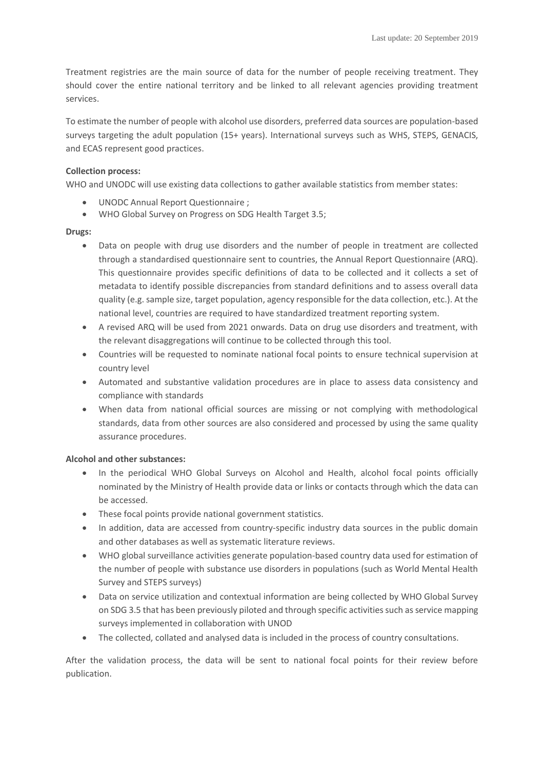Treatment registries are the main source of data for the number of people receiving treatment. They should cover the entire national territory and be linked to all relevant agencies providing treatment services.

To estimate the number of people with alcohol use disorders, preferred data sources are population-based surveys targeting the adult population (15+ years). International surveys such as WHS, STEPS, GENACIS, and ECAS represent good practices.

**Collection process:**
WHO and UNODC will use existing data collections to gather available statistics from member states:

- UNODC Annual Report Questionnaire ;
- WHO Global Survey on Progress on SDG Health Target 3.5;

**Drugs:**

- Data on people with drug use disorders and the number of people in treatment are collected through a standardised questionnaire sent to countries, the Annual Report Questionnaire (ARQ). This questionnaire provides specific definitions of data to be collected and it collects a set of metadata to identify possible discrepancies from standard definitions and to assess overall data quality (e.g. sample size, target population, agency responsible for the data collection, etc.). At the national level, countries are required to have standardized treatment reporting system.
- A revised ARQ will be used from 2021 onwards. Data on drug use disorders and treatment, with the relevant disaggregations will continue to be collected through this tool.
- Countries will be requested to nominate national focal points to ensure technical supervision at country level
- Automated and substantive validation procedures are in place to assess data consistency and compliance with standards
- When data from national official sources are missing or not complying with methodological standards, data from other sources are also considered and processed by using the same quality assurance procedures.

**Alcohol and other substances:**

- In the periodical WHO Global Surveys on Alcohol and Health, alcohol focal points officially nominated by the Ministry of Health provide data or links or contacts through which the data can be accessed.
- These focal points provide national government statistics.
- In addition, data are accessed from country-specific industry data sources in the public domain and other databases as well as systematic literature reviews.
- WHO global surveillance activities generate population-based country data used for estimation of the number of people with substance use disorders in populations (such as World Mental Health Survey and STEPS surveys)
- Data on service utilization and contextual information are being collected by WHO Global Survey on SDG 3.5 that has been previously piloted and through specific activities such as service mapping surveys implemented in collaboration with UNOD
- The collected, collated and analysed data is included in the process of country consultations.

After the validation process, the data will be sent to national focal points for their review before publication.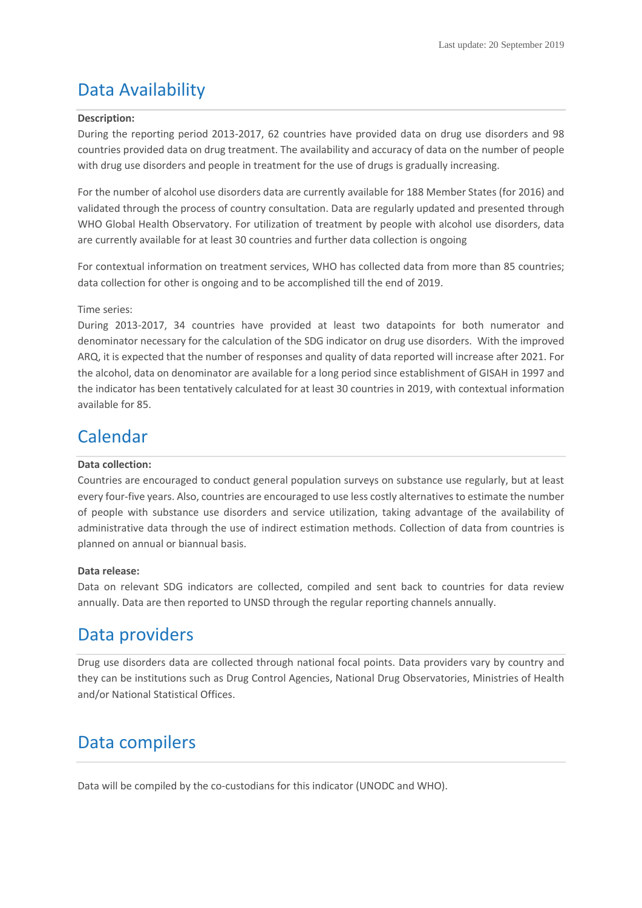Last update: 20 September 2019

# Data Availability

**Description:**

During the reporting period 2013-2017, 62 countries have provided data on drug use disorders and 98 countries provided data on drug treatment. The availability and accuracy of data on the number of people with drug use disorders and people in treatment for the use of drugs is gradually increasing.

For the number of alcohol use disorders data are currently available for 188 Member States (for 2016) and validated through the process of country consultation. Data are regularly updated and presented through WHO Global Health Observatory. For utilization of treatment by people with alcohol use disorders, data are currently available for at least 30 countries and further data collection is ongoing

For contextual information on treatment services, WHO has collected data from more than 85 countries; data collection for other is ongoing and to be accomplished till the end of 2019.

Time series:

During 2013-2017, 34 countries have provided at least two datapoints for both numerator and denominator necessary for the calculation of the SDG indicator on drug use disorders. With the improved ARQ, it is expected that the number of responses and quality of data reported will increase after 2021. For the alcohol, data on denominator are available for a long period since establishment of GISAH in 1997 and the indicator has been tentatively calculated for at least 30 countries in 2019, with contextual information available for 85.

# Calendar

**Data collection:**

Countries are encouraged to conduct general population surveys on substance use regularly, but at least every four-five years. Also, countries are encouraged to use less costly alternatives to estimate the number of people with substance use disorders and service utilization, taking advantage of the availability of administrative data through the use of indirect estimation methods. Collection of data from countries is planned on annual or biannual basis.

**Data release:**

Data on relevant SDG indicators are collected, compiled and sent back to countries for data review annually. Data are then reported to UNSD through the regular reporting channels annually.

# Data providers

Drug use disorders data are collected through national focal points. Data providers vary by country and they can be institutions such as Drug Control Agencies, National Drug Observatories, Ministries of Health and/or National Statistical Offices.

# Data compilers

Data will be compiled by the co-custodians for this indicator (UNODC and WHO).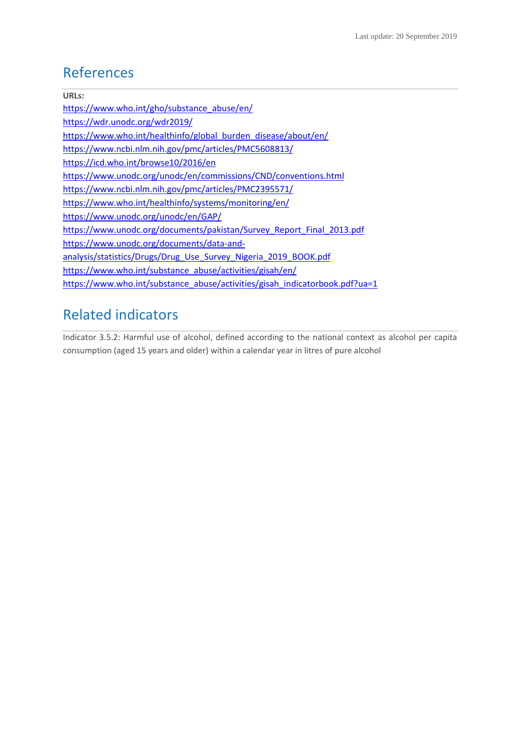## References

**URLs:**

https://www.who.int/gho/substance_abuse/en/
https://wdr.unodc.org/wdr2019/
https://www.who.int/healthinfo/global_burden_disease/about/en/
https://www.ncbi.nlm.nih.gov/pmc/articles/PMC5608813/
https://icd.who.int/browse10/2016/en
https://www.unodc.org/unodc/en/commissions/CND/conventions.html
https://www.ncbi.nlm.nih.gov/pmc/articles/PMC2395571/
https://www.who.int/healthinfo/systems/monitoring/en/
https://www.unodc.org/unodc/en/GAP/
https://www.unodc.org/documents/pakistan/Survey_Report_Final_2013.pdf
https://www.unodc.org/documents/data-and-analysis/statistics/Drugs/Drug_Use_Survey_Nigeria_2019_BOOK.pdf
https://www.who.int/substance_abuse/activities/gisah/en/
https://www.who.int/substance_abuse/activities/gisah_indicatorbook.pdf?ua=1

## Related indicators

Indicator 3.5.2: Harmful use of alcohol, defined according to the national context as alcohol per capita consumption (aged 15 years and older) within a calendar year in litres of pure alcohol